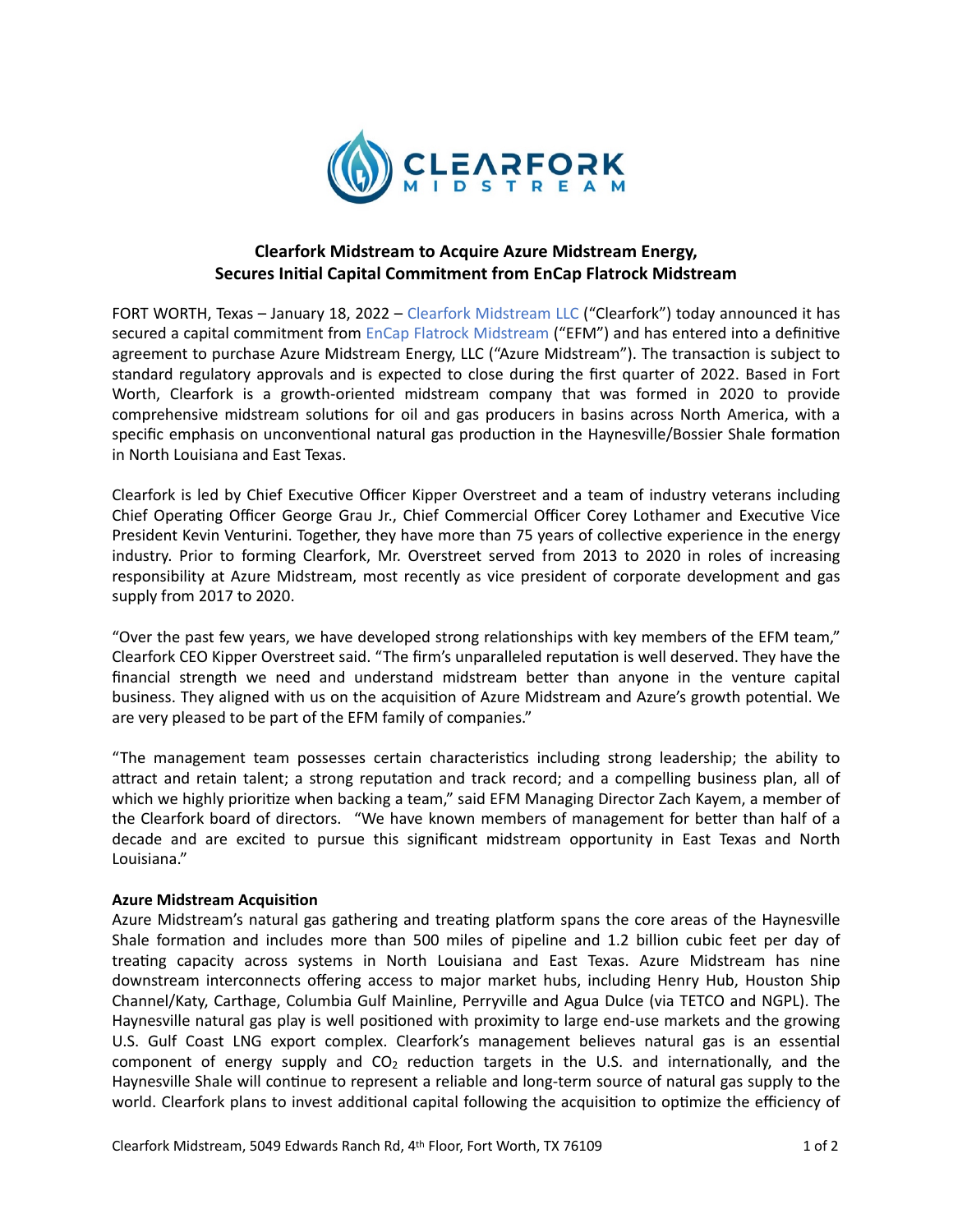# Clearfork Midstream to Acquire Azure Midstream Energy, Secures Initial Capital Commitment from EnCap Flatrock Midstream

FORT WORTH, Texas – January 18, 2022 – Clearfork Midstream LLC ("Clearfork") today announced it has secured a capital commitment from EnCap Flatrock Midstream ("EFM") and has entered into a definitive agreement to purchase Azure Midstream Energy, LLC ("Azure Midstream"). The transaction is subject to standard regulatory approvals and is expected to close during the first quarter of 2022. Based in Fort Worth, Clearfork is a growth-oriented midstream company that was formed in 2020 to provide comprehensive midstream solutions for oil and gas producers in basins across North America, with a specific emphasis on unconventional natural gas production in the Haynesville/Bossier Shale formation in North Louisiana and East Texas.

Clearfork is led by Chief Executive Officer Kipper Overstreet and a team of industry veterans including Chief Operating Officer George Grau Jr., Chief Commercial Officer Corey Lothamer and Executive Vice President Kevin Venturini. Together, they have more than 75 years of collective experience in the energy industry. Prior to forming Clearfork, Mr. Overstreet served from 2013 to 2020 in roles of increasing responsibility at Azure Midstream, most recently as vice president of corporate development and gas supply from 2017 to 2020.

"Over the past few years, we have developed strong relationships with key members of the EFM team," Clearfork CEO Kipper Overstreet said. "The firm's unparalleled reputation is well deserved. They have the financial strength we need and understand midstream better than anyone in the venture capital business. They aligned with us on the acquisition of Azure Midstream and Azure's growth potential. We are very pleased to be part of the EFM family of companies."

"The management team possesses certain characteristics including strong leadership; the ability to attract and retain talent; a strong reputation and track record; and a compelling business plan, all of which we highly prioritize when backing a team," said EFM Managing Director Zach Kayem, a member of the Clearfork board of directors. "We have known members of management for better than half of a decade and are excited to pursue this significant midstream opportunity in East Texas and North Louisiana."

**Azure Midstream Acquisition**

Azure Midstream's natural gas gathering and treating platform spans the core areas of the Haynesville Shale formation and includes more than 500 miles of pipeline and 1.2 billion cubic feet per day of treating capacity across systems in North Louisiana and East Texas. Azure Midstream has nine downstream interconnects offering access to major market hubs, including Henry Hub, Houston Ship Channel/Katy, Carthage, Columbia Gulf Mainline, Perryville and Agua Dulce (via TETCO and NGPL). The Haynesville natural gas play is well positioned with proximity to large end-use markets and the growing U.S. Gulf Coast LNG export complex. Clearfork's management believes natural gas is an essential component of energy supply and $CO_2$ reduction targets in the U.S. and internationally, and the Haynesville Shale will continue to represent a reliable and long-term source of natural gas supply to the world. Clearfork plans to invest additional capital following the acquisition to optimize the efficiency of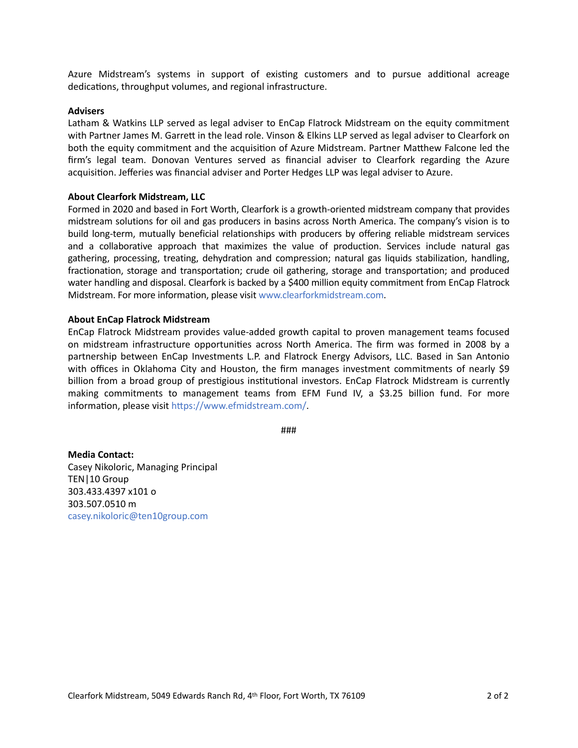Azure Midstream's systems in support of existing customers and to pursue additional acreage dedications, throughput volumes, and regional infrastructure.

**Advisers**

Latham & Watkins LLP served as legal adviser to EnCap Flatrock Midstream on the equity commitment with Partner James M. Garrett in the lead role. Vinson & Elkins LLP served as legal adviser to Clearfork on both the equity commitment and the acquisition of Azure Midstream. Partner Matthew Falcone led the firm's legal team. Donovan Ventures served as financial adviser to Clearfork regarding the Azure acquisition. Jefferies was financial adviser and Porter Hedges LLP was legal adviser to Azure.

**About Clearfork Midstream, LLC**

Formed in 2020 and based in Fort Worth, Clearfork is a growth-oriented midstream company that provides midstream solutions for oil and gas producers in basins across North America. The company's vision is to build long-term, mutually beneficial relationships with producers by offering reliable midstream services and a collaborative approach that maximizes the value of production. Services include natural gas gathering, processing, treating, dehydration and compression; natural gas liquids stabilization, handling, fractionation, storage and transportation; crude oil gathering, storage and transportation; and produced water handling and disposal. Clearfork is backed by a $400 million equity commitment from EnCap Flatrock Midstream. For more information, please visit www.clearforkmidstream.com.

**About EnCap Flatrock Midstream**

EnCap Flatrock Midstream provides value-added growth capital to proven management teams focused on midstream infrastructure opportunities across North America. The firm was formed in 2008 by a partnership between EnCap Investments L.P. and Flatrock Energy Advisors, LLC. Based in San Antonio with offices in Oklahoma City and Houston, the firm manages investment commitments of nearly $9 billion from a broad group of prestigious institutional investors. EnCap Flatrock Midstream is currently making commitments to management teams from EFM Fund IV, a $3.25 billion fund. For more information, please visit https://www.efmidstream.com/.

###

**Media Contact:**
Casey Nikoloric, Managing Principal
TEN|10 Group
303.433.4397 x101 o
303.507.0510 m
casey.nikoloric@ten10group.com